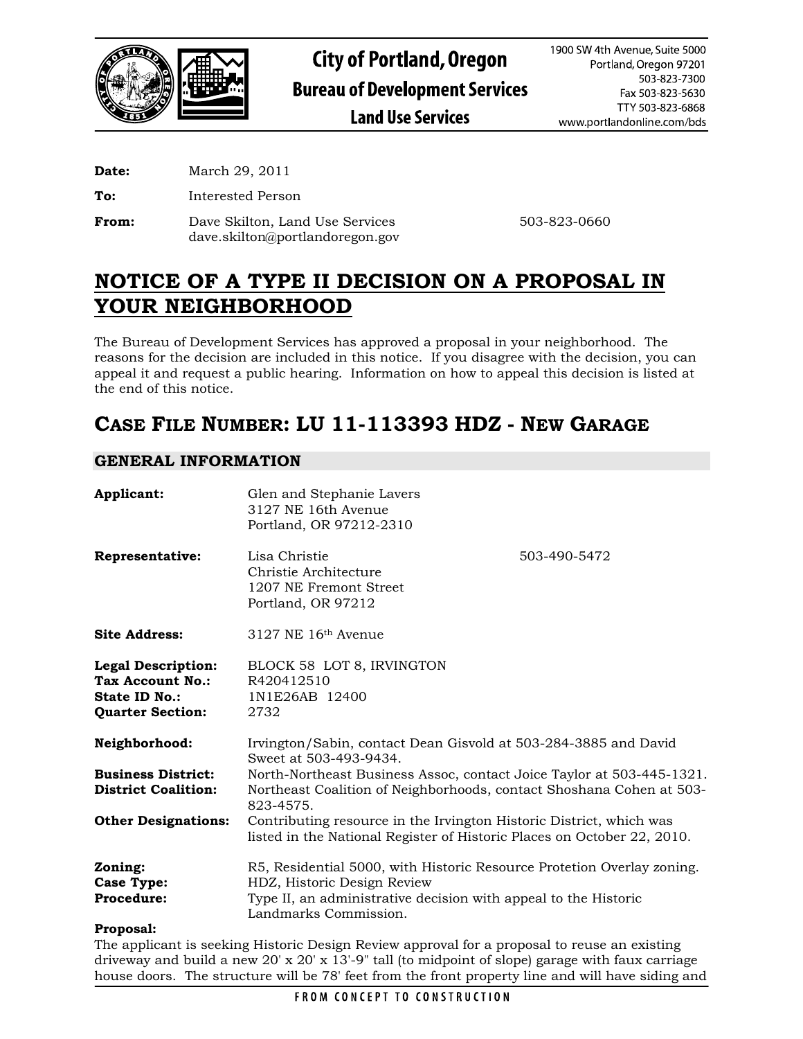**City of Portland, Oregon**
**Bureau of Development Services**
**Land Use Services**

1900 SW 4th Avenue, Suite 5000
Portland, Oregon 97201
503-823-7300
Fax 503-823-5630
TTY 503-823-6868
www.portlandonline.com/bds

**Date:** March 29, 2011

**To:** Interested Person

**From:** Dave Skilton, Land Use Services 503-823-0660
dave.skilton@portlandoregon.gov

# NOTICE OF A TYPE II DECISION ON A PROPOSAL IN YOUR NEIGHBORHOOD

The Bureau of Development Services has approved a proposal in your neighborhood. The reasons for the decision are included in this notice. If you disagree with the decision, you can appeal it and request a public hearing. Information on how to appeal this decision is listed at the end of this notice.

## CASE FILE NUMBER: LU 11-113393 HDZ - NEW GARAGE

### GENERAL INFORMATION

**Applicant:** Glen and Stephanie Lavers
3127 NE 16th Avenue
Portland, OR 97212-2310

**Representative:** Lisa Christie 503-490-5472
Christie Architecture
1207 NE Fremont Street
Portland, OR 97212

**Site Address:** 3127 NE 16th Avenue

**Legal Description:** BLOCK 58 LOT 8, IRVINGTON
**Tax Account No.:** R420412510
**State ID No.:** 1N1E26AB 12400
**Quarter Section:** 2732

**Neighborhood:** Irvington/Sabin, contact Dean Gisvold at 503-284-3885 and David Sweet at 503-493-9434.
**Business District:** North-Northeast Business Assoc, contact Joice Taylor at 503-445-1321.
**District Coalition:** Northeast Coalition of Neighborhoods, contact Shoshana Cohen at 503-823-4575.
**Other Designations:** Contributing resource in the Irvington Historic District, which was listed in the National Register of Historic Places on October 22, 2010.

**Zoning:** R5, Residential 5000, with Historic Resource Protetion Overlay zoning.
**Case Type:** HDZ, Historic Design Review
**Procedure:** Type II, an administrative decision with appeal to the Historic Landmarks Commission.

**Proposal:**
The applicant is seeking Historic Design Review approval for a proposal to reuse an existing driveway and build a new 20' x 20' x 13'-9" tall (to midpoint of slope) garage with faux carriage house doors. The structure will be 78' feet from the front property line and will have siding and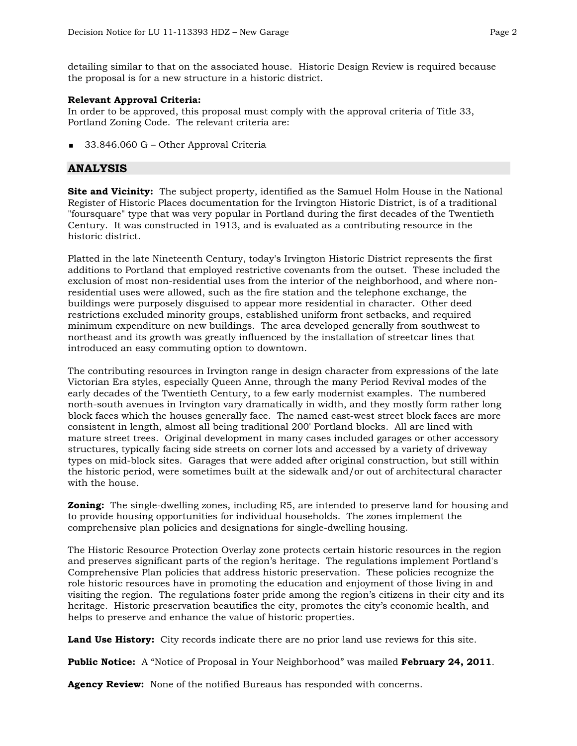detailing similar to that on the associated house. Historic Design Review is required because the proposal is for a new structure in a historic district.

**Relevant Approval Criteria:**
In order to be approved, this proposal must comply with the approval criteria of Title 33, Portland Zoning Code. The relevant criteria are:

- 33.846.060 G – Other Approval Criteria

## ANALYSIS

**Site and Vicinity:** The subject property, identified as the Samuel Holm House in the National Register of Historic Places documentation for the Irvington Historic District, is of a traditional "foursquare" type that was very popular in Portland during the first decades of the Twentieth Century. It was constructed in 1913, and is evaluated as a contributing resource in the historic district.

Platted in the late Nineteenth Century, today's Irvington Historic District represents the first additions to Portland that employed restrictive covenants from the outset. These included the exclusion of most non-residential uses from the interior of the neighborhood, and where non-residential uses were allowed, such as the fire station and the telephone exchange, the buildings were purposely disguised to appear more residential in character. Other deed restrictions excluded minority groups, established uniform front setbacks, and required minimum expenditure on new buildings. The area developed generally from southwest to northeast and its growth was greatly influenced by the installation of streetcar lines that introduced an easy commuting option to downtown.

The contributing resources in Irvington range in design character from expressions of the late Victorian Era styles, especially Queen Anne, through the many Period Revival modes of the early decades of the Twentieth Century, to a few early modernist examples. The numbered north-south avenues in Irvington vary dramatically in width, and they mostly form rather long block faces which the houses generally face. The named east-west street block faces are more consistent in length, almost all being traditional 200' Portland blocks. All are lined with mature street trees. Original development in many cases included garages or other accessory structures, typically facing side streets on corner lots and accessed by a variety of driveway types on mid-block sites. Garages that were added after original construction, but still within the historic period, were sometimes built at the sidewalk and/or out of architectural character with the house.

**Zoning:** The single-dwelling zones, including R5, are intended to preserve land for housing and to provide housing opportunities for individual households. The zones implement the comprehensive plan policies and designations for single-dwelling housing.

The Historic Resource Protection Overlay zone protects certain historic resources in the region and preserves significant parts of the region's heritage. The regulations implement Portland's Comprehensive Plan policies that address historic preservation. These policies recognize the role historic resources have in promoting the education and enjoyment of those living in and visiting the region. The regulations foster pride among the region's citizens in their city and its heritage. Historic preservation beautifies the city, promotes the city's economic health, and helps to preserve and enhance the value of historic properties.

**Land Use History:** City records indicate there are no prior land use reviews for this site.

**Public Notice:** A "Notice of Proposal in Your Neighborhood" was mailed **February 24, 2011**.

**Agency Review:** None of the notified Bureaus has responded with concerns.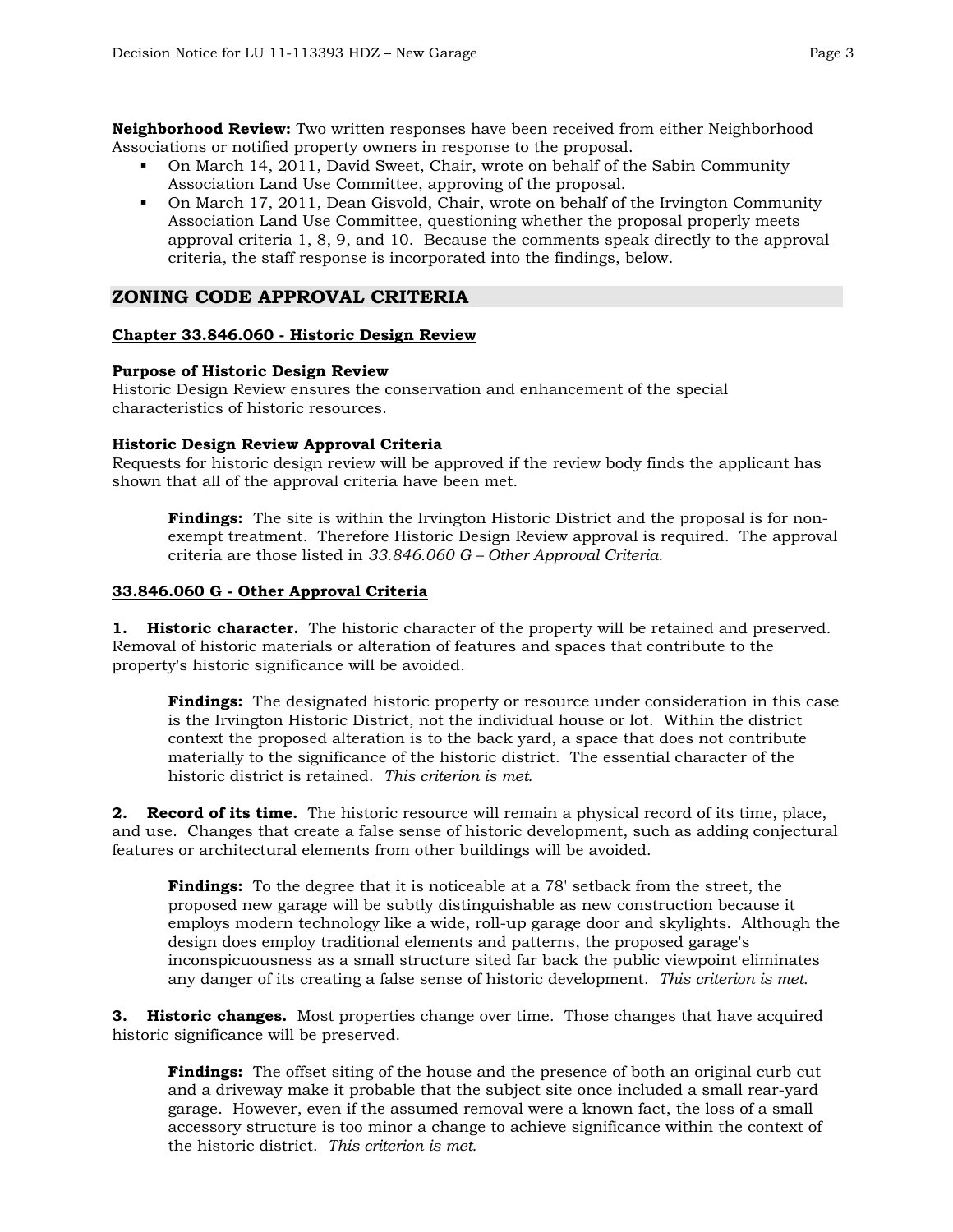**Neighborhood Review:** Two written responses have been received from either Neighborhood Associations or notified property owners in response to the proposal.

- On March 14, 2011, David Sweet, Chair, wrote on behalf of the Sabin Community Association Land Use Committee, approving of the proposal.
- On March 17, 2011, Dean Gisvold, Chair, wrote on behalf of the Irvington Community Association Land Use Committee, questioning whether the proposal properly meets approval criteria 1, 8, 9, and 10. Because the comments speak directly to the approval criteria, the staff response is incorporated into the findings, below.

## ZONING CODE APPROVAL CRITERIA

**Chapter 33.846.060 - Historic Design Review**

**Purpose of Historic Design Review**
Historic Design Review ensures the conservation and enhancement of the special characteristics of historic resources.

**Historic Design Review Approval Criteria**
Requests for historic design review will be approved if the review body finds the applicant has shown that all of the approval criteria have been met.

> **Findings:** The site is within the Irvington Historic District and the proposal is for non-exempt treatment. Therefore Historic Design Review approval is required. The approval criteria are those listed in *33.846.060 G – Other Approval Criteria*.

**33.846.060 G - Other Approval Criteria**

**1. Historic character.** The historic character of the property will be retained and preserved. Removal of historic materials or alteration of features and spaces that contribute to the property's historic significance will be avoided.

> **Findings:** The designated historic property or resource under consideration in this case is the Irvington Historic District, not the individual house or lot. Within the district context the proposed alteration is to the back yard, a space that does not contribute materially to the significance of the historic district. The essential character of the historic district is retained. *This criterion is met.*

**2. Record of its time.** The historic resource will remain a physical record of its time, place, and use. Changes that create a false sense of historic development, such as adding conjectural features or architectural elements from other buildings will be avoided.

> **Findings:** To the degree that it is noticeable at a 78' setback from the street, the proposed new garage will be subtly distinguishable as new construction because it employs modern technology like a wide, roll-up garage door and skylights. Although the design does employ traditional elements and patterns, the proposed garage's inconspicuousness as a small structure sited far back the public viewpoint eliminates any danger of its creating a false sense of historic development. *This criterion is met.*

**3. Historic changes.** Most properties change over time. Those changes that have acquired historic significance will be preserved.

> **Findings:** The offset siting of the house and the presence of both an original curb cut and a driveway make it probable that the subject site once included a small rear-yard garage. However, even if the assumed removal were a known fact, the loss of a small accessory structure is too minor a change to achieve significance within the context of the historic district. *This criterion is met.*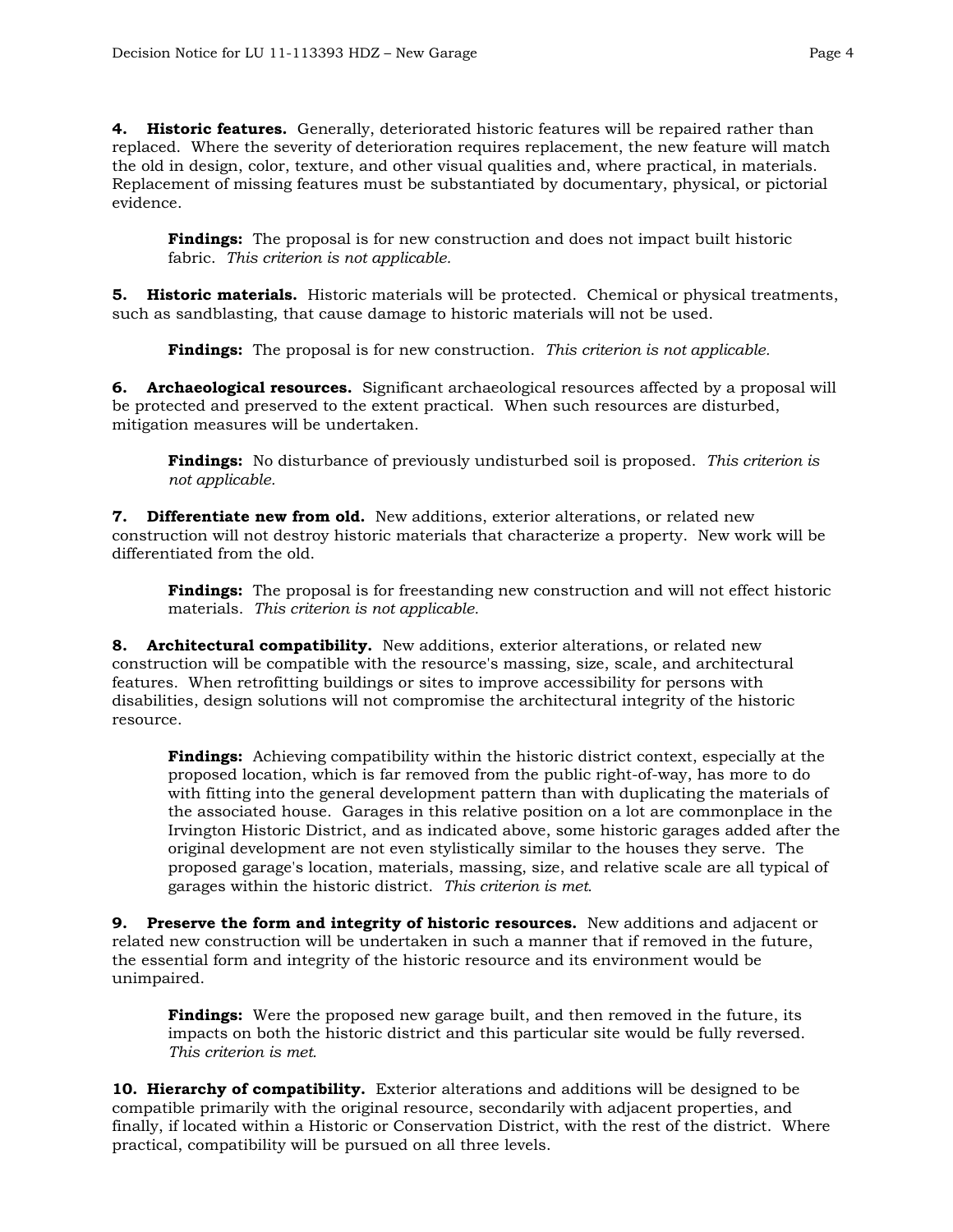**4. Historic features.** Generally, deteriorated historic features will be repaired rather than replaced. Where the severity of deterioration requires replacement, the new feature will match the old in design, color, texture, and other visual qualities and, where practical, in materials. Replacement of missing features must be substantiated by documentary, physical, or pictorial evidence.

> **Findings:** The proposal is for new construction and does not impact built historic fabric. *This criterion is not applicable.*

**5. Historic materials.** Historic materials will be protected. Chemical or physical treatments, such as sandblasting, that cause damage to historic materials will not be used.

> **Findings:** The proposal is for new construction. *This criterion is not applicable.*

**6. Archaeological resources.** Significant archaeological resources affected by a proposal will be protected and preserved to the extent practical. When such resources are disturbed, mitigation measures will be undertaken.

> **Findings:** No disturbance of previously undisturbed soil is proposed. *This criterion is not applicable.*

**7. Differentiate new from old.** New additions, exterior alterations, or related new construction will not destroy historic materials that characterize a property. New work will be differentiated from the old.

> **Findings:** The proposal is for freestanding new construction and will not effect historic materials. *This criterion is not applicable.*

**8. Architectural compatibility.** New additions, exterior alterations, or related new construction will be compatible with the resource's massing, size, scale, and architectural features. When retrofitting buildings or sites to improve accessibility for persons with disabilities, design solutions will not compromise the architectural integrity of the historic resource.

> **Findings:** Achieving compatibility within the historic district context, especially at the proposed location, which is far removed from the public right-of-way, has more to do with fitting into the general development pattern than with duplicating the materials of the associated house. Garages in this relative position on a lot are commonplace in the Irvington Historic District, and as indicated above, some historic garages added after the original development are not even stylistically similar to the houses they serve. The proposed garage's location, materials, massing, size, and relative scale are all typical of garages within the historic district. *This criterion is met.*

**9. Preserve the form and integrity of historic resources.** New additions and adjacent or related new construction will be undertaken in such a manner that if removed in the future, the essential form and integrity of the historic resource and its environment would be unimpaired.

> **Findings:** Were the proposed new garage built, and then removed in the future, its impacts on both the historic district and this particular site would be fully reversed. *This criterion is met.*

**10. Hierarchy of compatibility.** Exterior alterations and additions will be designed to be compatible primarily with the original resource, secondarily with adjacent properties, and finally, if located within a Historic or Conservation District, with the rest of the district. Where practical, compatibility will be pursued on all three levels.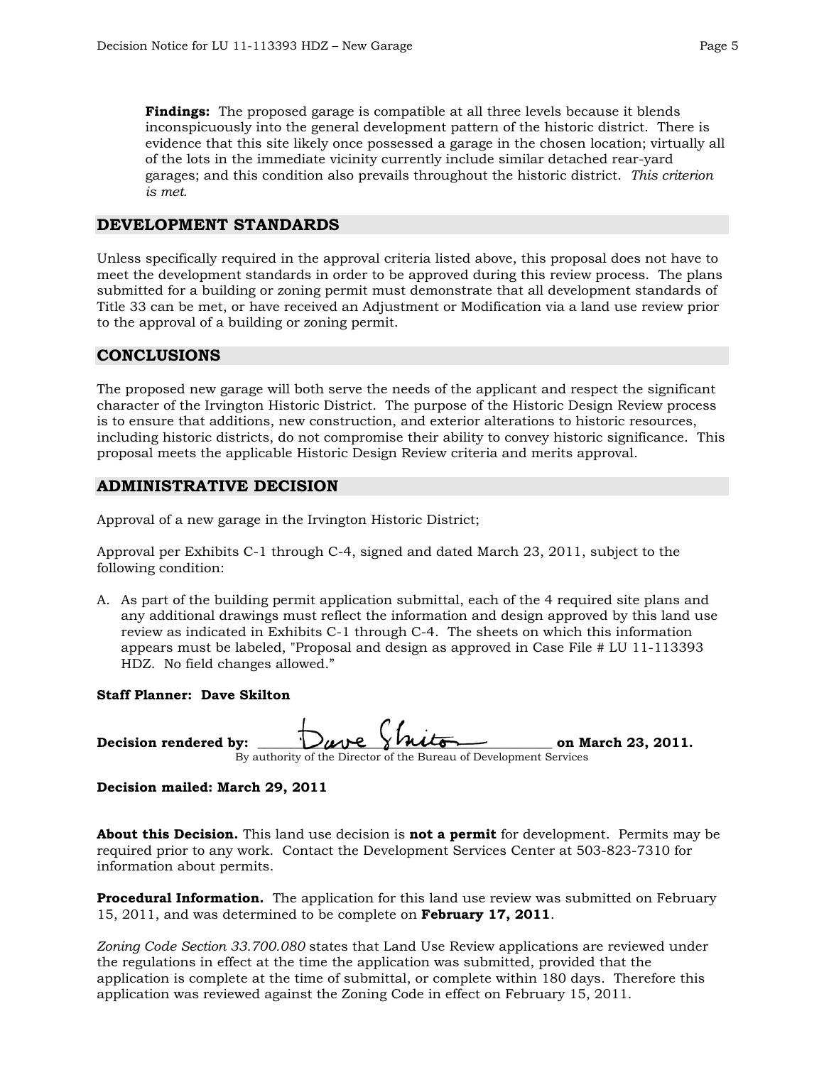**Findings:** The proposed garage is compatible at all three levels because it blends inconspicuously into the general development pattern of the historic district. There is evidence that this site likely once possessed a garage in the chosen location; virtually all of the lots in the immediate vicinity currently include similar detached rear-yard garages; and this condition also prevails throughout the historic district. *This criterion is met.*

## DEVELOPMENT STANDARDS

Unless specifically required in the approval criteria listed above, this proposal does not have to meet the development standards in order to be approved during this review process. The plans submitted for a building or zoning permit must demonstrate that all development standards of Title 33 can be met, or have received an Adjustment or Modification via a land use review prior to the approval of a building or zoning permit.

## CONCLUSIONS

The proposed new garage will both serve the needs of the applicant and respect the significant character of the Irvington Historic District. The purpose of the Historic Design Review process is to ensure that additions, new construction, and exterior alterations to historic resources, including historic districts, do not compromise their ability to convey historic significance. This proposal meets the applicable Historic Design Review criteria and merits approval.

## ADMINISTRATIVE DECISION

Approval of a new garage in the Irvington Historic District;

Approval per Exhibits C-1 through C-4, signed and dated March 23, 2011, subject to the following condition:

A. As part of the building permit application submittal, each of the 4 required site plans and any additional drawings must reflect the information and design approved by this land use review as indicated in Exhibits C-1 through C-4. The sheets on which this information appears must be labeled, "Proposal and design as approved in Case File # LU 11-113393 HDZ. No field changes allowed."

**Staff Planner: Dave Skilton**

**Decision rendered by:** ______Dave Skilton______ **on March 23, 2011.**
By authority of the Director of the Bureau of Development Services

**Decision mailed: March 29, 2011**

**About this Decision.** This land use decision is **not a permit** for development. Permits may be required prior to any work. Contact the Development Services Center at 503-823-7310 for information about permits.

**Procedural Information.** The application for this land use review was submitted on February 15, 2011, and was determined to be complete on **February 17, 2011**.

*Zoning Code Section 33.700.080* states that Land Use Review applications are reviewed under the regulations in effect at the time the application was submitted, provided that the application is complete at the time of submittal, or complete within 180 days. Therefore this application was reviewed against the Zoning Code in effect on February 15, 2011.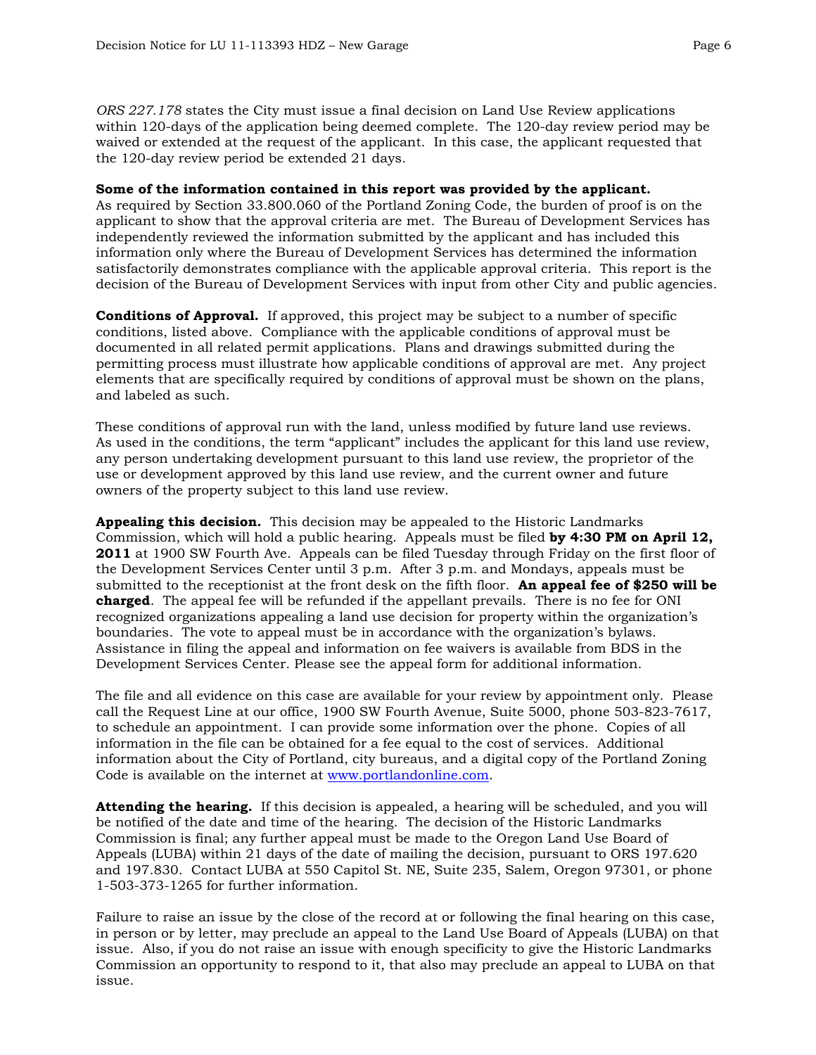*ORS 227.178* states the City must issue a final decision on Land Use Review applications within 120-days of the application being deemed complete. The 120-day review period may be waived or extended at the request of the applicant. In this case, the applicant requested that the 120-day review period be extended 21 days.

**Some of the information contained in this report was provided by the applicant.**
As required by Section 33.800.060 of the Portland Zoning Code, the burden of proof is on the applicant to show that the approval criteria are met. The Bureau of Development Services has independently reviewed the information submitted by the applicant and has included this information only where the Bureau of Development Services has determined the information satisfactorily demonstrates compliance with the applicable approval criteria. This report is the decision of the Bureau of Development Services with input from other City and public agencies.

**Conditions of Approval.** If approved, this project may be subject to a number of specific conditions, listed above. Compliance with the applicable conditions of approval must be documented in all related permit applications. Plans and drawings submitted during the permitting process must illustrate how applicable conditions of approval are met. Any project elements that are specifically required by conditions of approval must be shown on the plans, and labeled as such.

These conditions of approval run with the land, unless modified by future land use reviews. As used in the conditions, the term "applicant" includes the applicant for this land use review, any person undertaking development pursuant to this land use review, the proprietor of the use or development approved by this land use review, and the current owner and future owners of the property subject to this land use review.

**Appealing this decision.** This decision may be appealed to the Historic Landmarks Commission, which will hold a public hearing. Appeals must be filed **by 4:30 PM on April 12, 2011** at 1900 SW Fourth Ave. Appeals can be filed Tuesday through Friday on the first floor of the Development Services Center until 3 p.m. After 3 p.m. and Mondays, appeals must be submitted to the receptionist at the front desk on the fifth floor. **An appeal fee of $250 will be charged**. The appeal fee will be refunded if the appellant prevails. There is no fee for ONI recognized organizations appealing a land use decision for property within the organization's boundaries. The vote to appeal must be in accordance with the organization's bylaws. Assistance in filing the appeal and information on fee waivers is available from BDS in the Development Services Center. Please see the appeal form for additional information.

The file and all evidence on this case are available for your review by appointment only. Please call the Request Line at our office, 1900 SW Fourth Avenue, Suite 5000, phone 503-823-7617, to schedule an appointment. I can provide some information over the phone. Copies of all information in the file can be obtained for a fee equal to the cost of services. Additional information about the City of Portland, city bureaus, and a digital copy of the Portland Zoning Code is available on the internet at [www.portlandonline.com](http://www.portlandonline.com).

**Attending the hearing.** If this decision is appealed, a hearing will be scheduled, and you will be notified of the date and time of the hearing. The decision of the Historic Landmarks Commission is final; any further appeal must be made to the Oregon Land Use Board of Appeals (LUBA) within 21 days of the date of mailing the decision, pursuant to ORS 197.620 and 197.830. Contact LUBA at 550 Capitol St. NE, Suite 235, Salem, Oregon 97301, or phone 1-503-373-1265 for further information.

Failure to raise an issue by the close of the record at or following the final hearing on this case, in person or by letter, may preclude an appeal to the Land Use Board of Appeals (LUBA) on that issue. Also, if you do not raise an issue with enough specificity to give the Historic Landmarks Commission an opportunity to respond to it, that also may preclude an appeal to LUBA on that issue.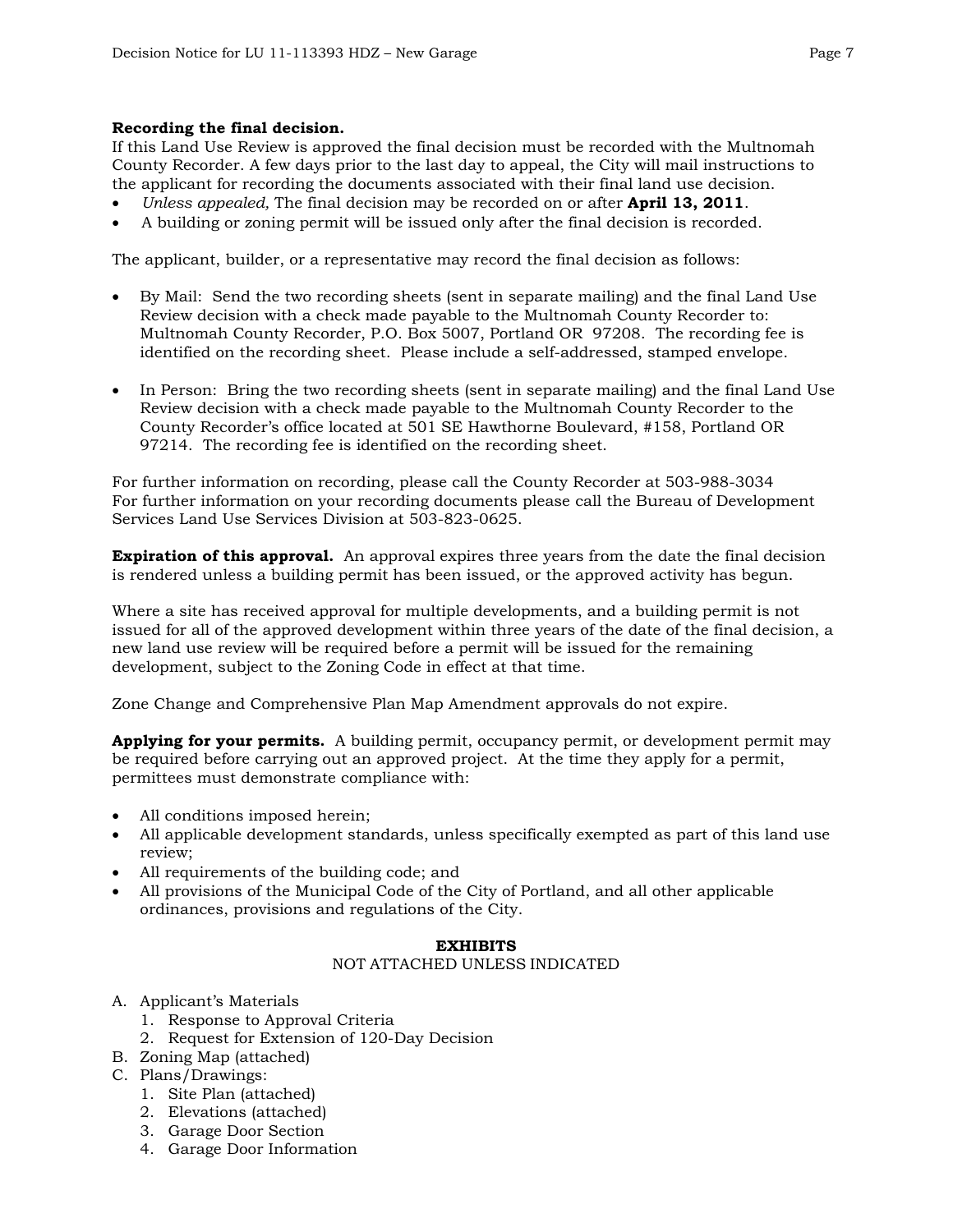**Recording the final decision.**
If this Land Use Review is approved the final decision must be recorded with the Multnomah County Recorder. A few days prior to the last day to appeal, the City will mail instructions to the applicant for recording the documents associated with their final land use decision.

- *Unless appealed,* The final decision may be recorded on or after **April 13, 2011**.
- A building or zoning permit will be issued only after the final decision is recorded.

The applicant, builder, or a representative may record the final decision as follows:

- By Mail: Send the two recording sheets (sent in separate mailing) and the final Land Use Review decision with a check made payable to the Multnomah County Recorder to: Multnomah County Recorder, P.O. Box 5007, Portland OR 97208. The recording fee is identified on the recording sheet. Please include a self-addressed, stamped envelope.

- In Person: Bring the two recording sheets (sent in separate mailing) and the final Land Use Review decision with a check made payable to the Multnomah County Recorder to the County Recorder's office located at 501 SE Hawthorne Boulevard, #158, Portland OR 97214. The recording fee is identified on the recording sheet.

For further information on recording, please call the County Recorder at 503-988-3034
For further information on your recording documents please call the Bureau of Development Services Land Use Services Division at 503-823-0625.

**Expiration of this approval.** An approval expires three years from the date the final decision is rendered unless a building permit has been issued, or the approved activity has begun.

Where a site has received approval for multiple developments, and a building permit is not issued for all of the approved development within three years of the date of the final decision, a new land use review will be required before a permit will be issued for the remaining development, subject to the Zoning Code in effect at that time.

Zone Change and Comprehensive Plan Map Amendment approvals do not expire.

**Applying for your permits.** A building permit, occupancy permit, or development permit may be required before carrying out an approved project. At the time they apply for a permit, permittees must demonstrate compliance with:

- All conditions imposed herein;
- All applicable development standards, unless specifically exempted as part of this land use review;
- All requirements of the building code; and
- All provisions of the Municipal Code of the City of Portland, and all other applicable ordinances, provisions and regulations of the City.

**EXHIBITS**
NOT ATTACHED UNLESS INDICATED

A. Applicant's Materials
   1. Response to Approval Criteria
   2. Request for Extension of 120-Day Decision
B. Zoning Map (attached)
C. Plans/Drawings:
   1. Site Plan (attached)
   2. Elevations (attached)
   3. Garage Door Section
   4. Garage Door Information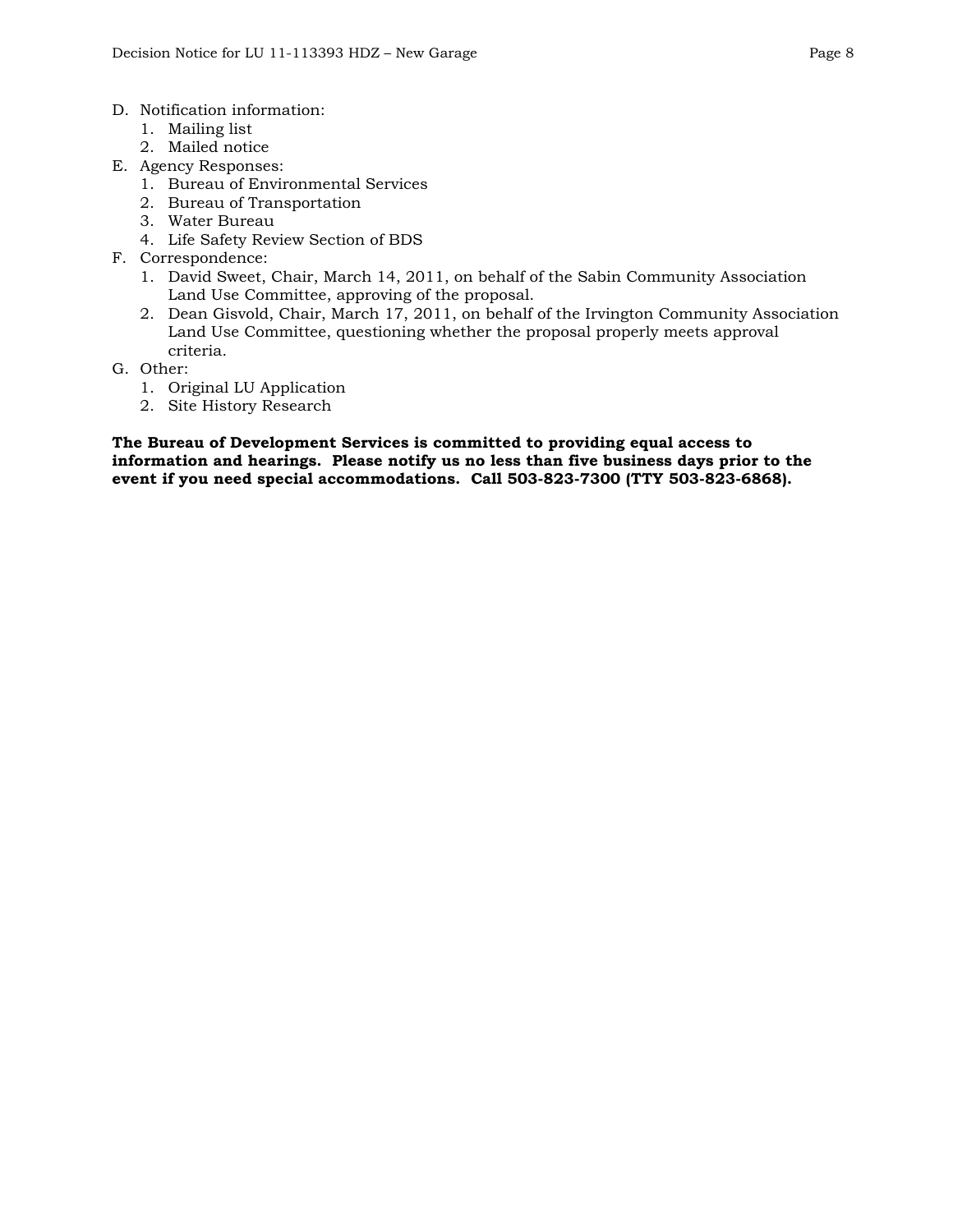D. Notification information:
   1. Mailing list
   2. Mailed notice
E. Agency Responses:
   1. Bureau of Environmental Services
   2. Bureau of Transportation
   3. Water Bureau
   4. Life Safety Review Section of BDS
F. Correspondence:
   1. David Sweet, Chair, March 14, 2011, on behalf of the Sabin Community Association Land Use Committee, approving of the proposal.
   2. Dean Gisvold, Chair, March 17, 2011, on behalf of the Irvington Community Association Land Use Committee, questioning whether the proposal properly meets approval criteria.
G. Other:
   1. Original LU Application
   2. Site History Research

**The Bureau of Development Services is committed to providing equal access to information and hearings. Please notify us no less than five business days prior to the event if you need special accommodations. Call 503-823-7300 (TTY 503-823-6868).**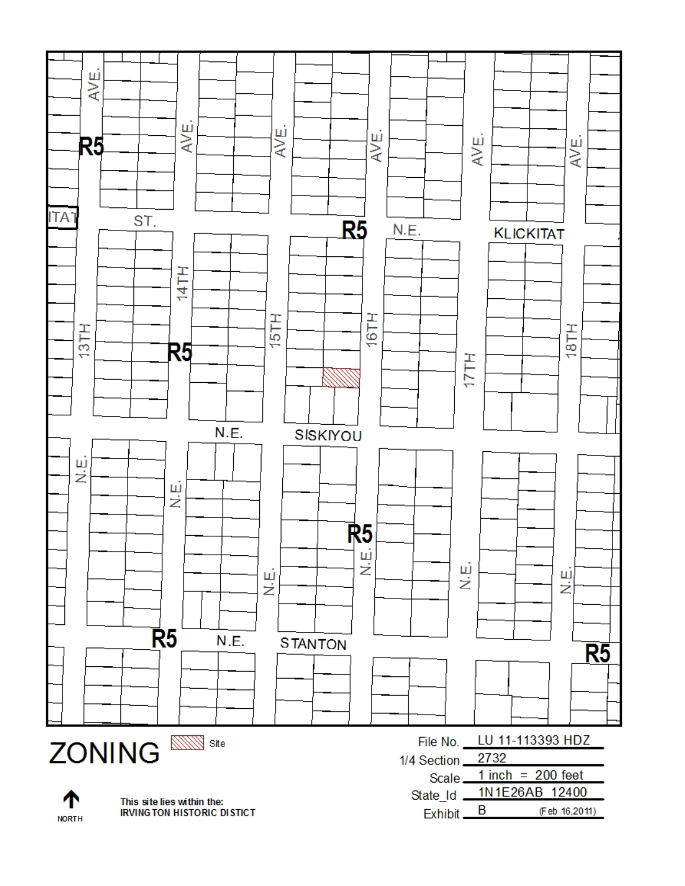# ZONING

Site

NORTH

This site lies within the:
IRVINGTON HISTORIC DISTICT

File No. LU 11-113393 HDZ

1/4 Section 2732

Scale 1 inch = 200 feet

State_Id 1N1E26AB 12400

Exhibit B (Feb 16,2011)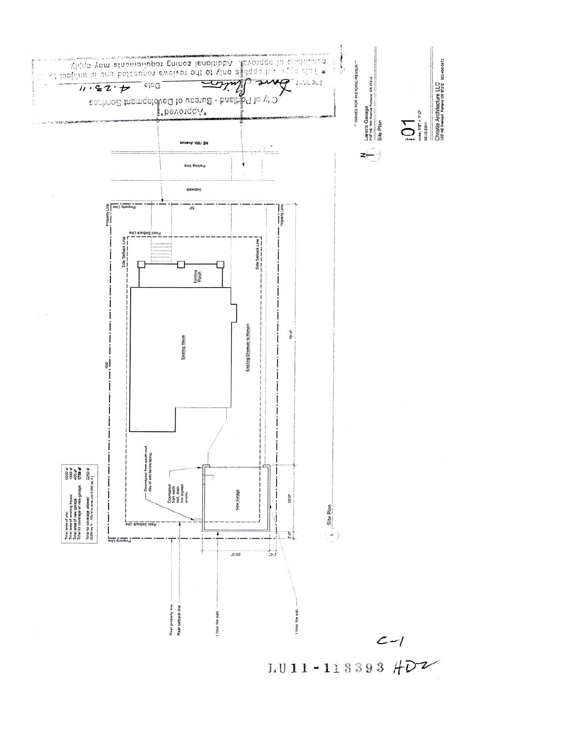*Approved*

City of Portland - Bureau of Development Services

Planner: [signature] Date 4.25.11

* This approval applies only to the reviews requested and is subject to all conditions of approval. Additional zoning requirements may apply.

** ISSUED FOR HISTORIC REVIEW **

Lavers Garage
3127 NE 16th Avenue Portland, OR 97212

Site Plan

01

scale: 1/8" = 1'-0"

02.15.2011

Christie Architecture LLC
120 NE Fremont Portland OR 97212 503-490-5472

NE 16th Avenue

Parking Strip

Sidewalk

Property Line

Front Setback Line

Side Setback Line

Existing Porch

Existing House

Existing Driveway to Remain

New Garage

Rear Setback Line

Downspout from south roof, day-lit into landscaping.

Downspout from north roof, drain into drywell on-site.

| | |
|---|---|
| Total area of site: | 5000 sf |
| Total area of existing house: | 1359 sf |
| Total area of new garage: | 400 sf |
| Total lot coverage w/ new garage: | 1759 sf |
| Total lot coverage allowed: | 2250 sf |

(2250 sq ft + 15% of lot area over 5,000 sq ft)

50'

100'

78'-4"

20'-0"

2'-0"

Site Plan

Rear property line.

Rear setback line.

1 hour fire wall.

1 hour fire wall.

C-1

LU11-113393 HDZ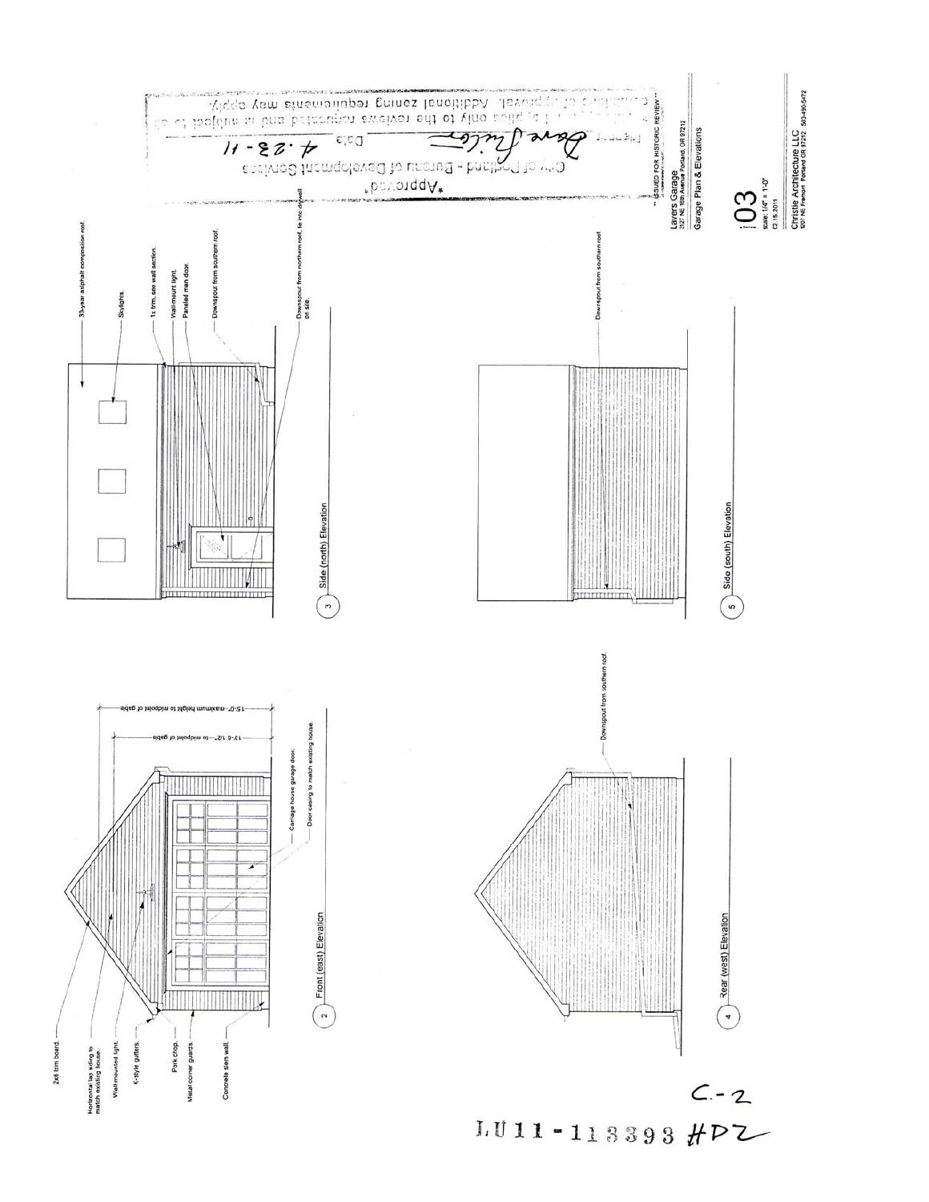2x6 trim board.

Horizontal lap siding to match existing house.

Wall-mounted light.

K-style gutters.

Pork chop.

Metal corner guards.

Concrete stem wall.

15'-0" maximum height to midpoint of gable

13'-8 1/2" to midpoint of gable

Carriage house garage door.

Door casing to match existing house.

2 Front (east) Elevation

Downspout from southern roof.

4 Rear (west) Elevation

30-year asphalt composition roof.

Skylights.

1x trim, see wall section.

Wall-mount light.

Paneled man door.

Downspout from southern roof.

Downspout from northern roof, tie into drywell on site.

3 Side (north) Elevation

Downspout from southern roof.

5 Side (south) Elevation

"Approved"

City of Portland - Bureau of Development Services

Planner: Dave Skilton Date: 4.28.11

This approval applies only to the reviews requested and is subject to all conditions of approval. Additional zoning requirements may apply.

** ISSUED FOR HISTORIC REVIEW **

Lavers Garage
3127 NE 18th Avenue Portland, OR 97212

Garage Plan & Elevations

i03

scale: 1/4" = 1'-0"

02.15.2011

Christie Architecture LLC
1207 NE Fremont Portland OR 97212 503-490-5472

C-2

LU11-113393 HDZ